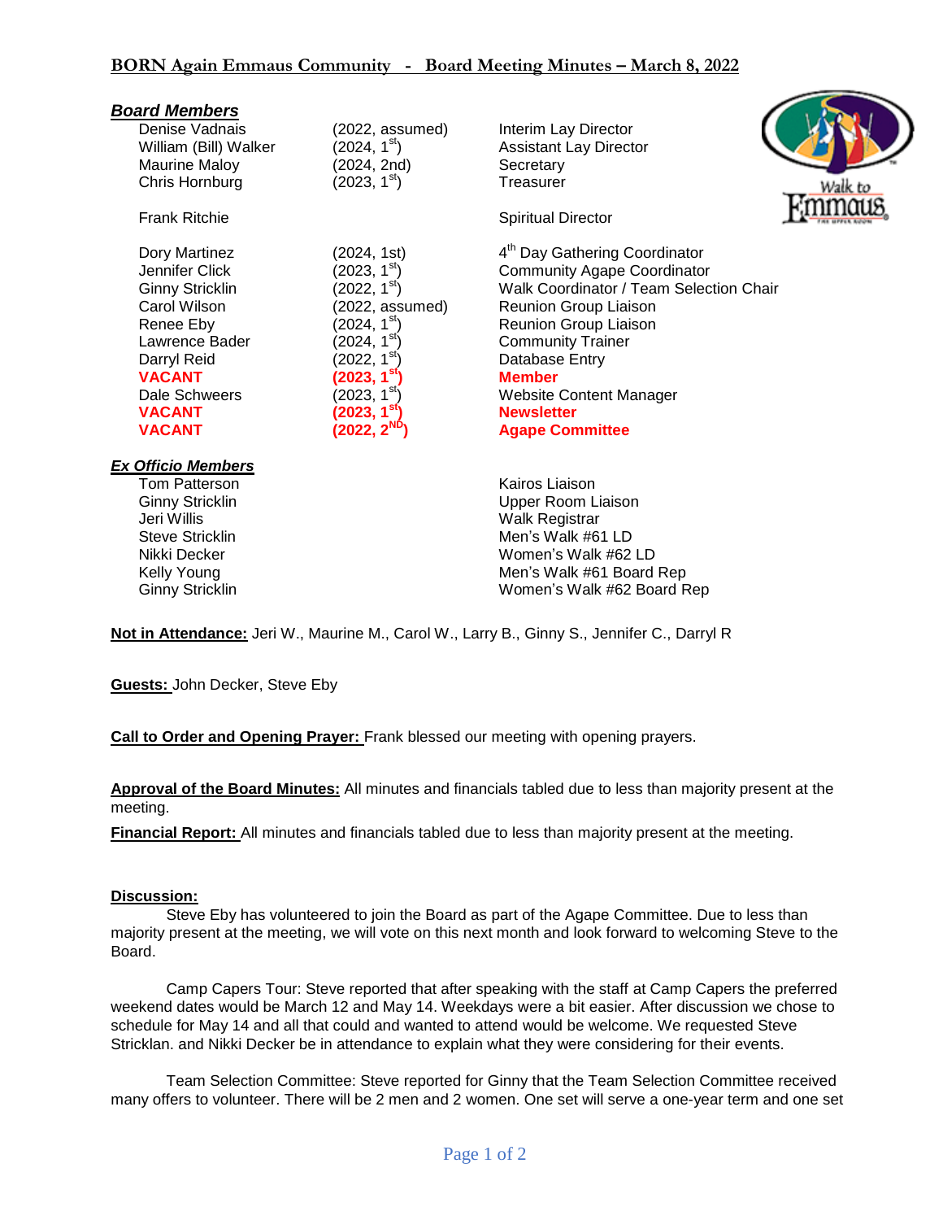## BORN Again Emmaus Community - Board Meeting Minutes – March 8, 2022

***Board Members***

| | | |
|---|---|---|
| Denise Vadnais | (2022, assumed) | Interim Lay Director |
| William (Bill) Walker | (2024, 1st) | Assistant Lay Director |
| Maurine Maloy | (2024, 2nd) | Secretary |
| Chris Hornburg | (2023, 1st) | Treasurer |
| Frank Ritchie | | Spiritual Director |
| Dory Martinez | (2024, 1st) | 4th Day Gathering Coordinator |
| Jennifer Click | (2023, 1st) | Community Agape Coordinator |
| Ginny Stricklin | (2022, 1st) | Walk Coordinator / Team Selection Chair |
| Carol Wilson | (2022, assumed) | Reunion Group Liaison |
| Renee Eby | (2024, 1st) | Reunion Group Liaison |
| Lawrence Bader | (2024, 1st) | Community Trainer |
| Darryl Reid | (2022, 1st) | Database Entry |
| **VACANT** | **(2023, 1st)** | **Member** |
| Dale Schweers | (2023, 1st) | Website Content Manager |
| **VACANT** | **(2023, 1st)** | **Newsletter** |
| **VACANT** | **(2022, 2ND)** | **Agape Committee** |

***Ex Officio Members***

| | |
|---|---|
| Tom Patterson | Kairos Liaison |
| Ginny Stricklin | Upper Room Liaison |
| Jeri Willis | Walk Registrar |
| Steve Stricklin | Men's Walk #61 LD |
| Nikki Decker | Women's Walk #62 LD |
| Kelly Young | Men's Walk #61 Board Rep |
| Ginny Stricklin | Women's Walk #62 Board Rep |

**Not in Attendance:** Jeri W., Maurine M., Carol W., Larry B., Ginny S., Jennifer C., Darryl R

**Guests:** John Decker, Steve Eby

**Call to Order and Opening Prayer:** Frank blessed our meeting with opening prayers.

**Approval of the Board Minutes:** All minutes and financials tabled due to less than majority present at the meeting.

**Financial Report:** All minutes and financials tabled due to less than majority present at the meeting.

**Discussion:**

Steve Eby has volunteered to join the Board as part of the Agape Committee. Due to less than majority present at the meeting, we will vote on this next month and look forward to welcoming Steve to the Board.

Camp Capers Tour: Steve reported that after speaking with the staff at Camp Capers the preferred weekend dates would be March 12 and May 14. Weekdays were a bit easier. After discussion we chose to schedule for May 14 and all that could and wanted to attend would be welcome. We requested Steve Stricklan. and Nikki Decker be in attendance to explain what they were considering for their events.

Team Selection Committee: Steve reported for Ginny that the Team Selection Committee received many offers to volunteer. There will be 2 men and 2 women. One set will serve a one-year term and one set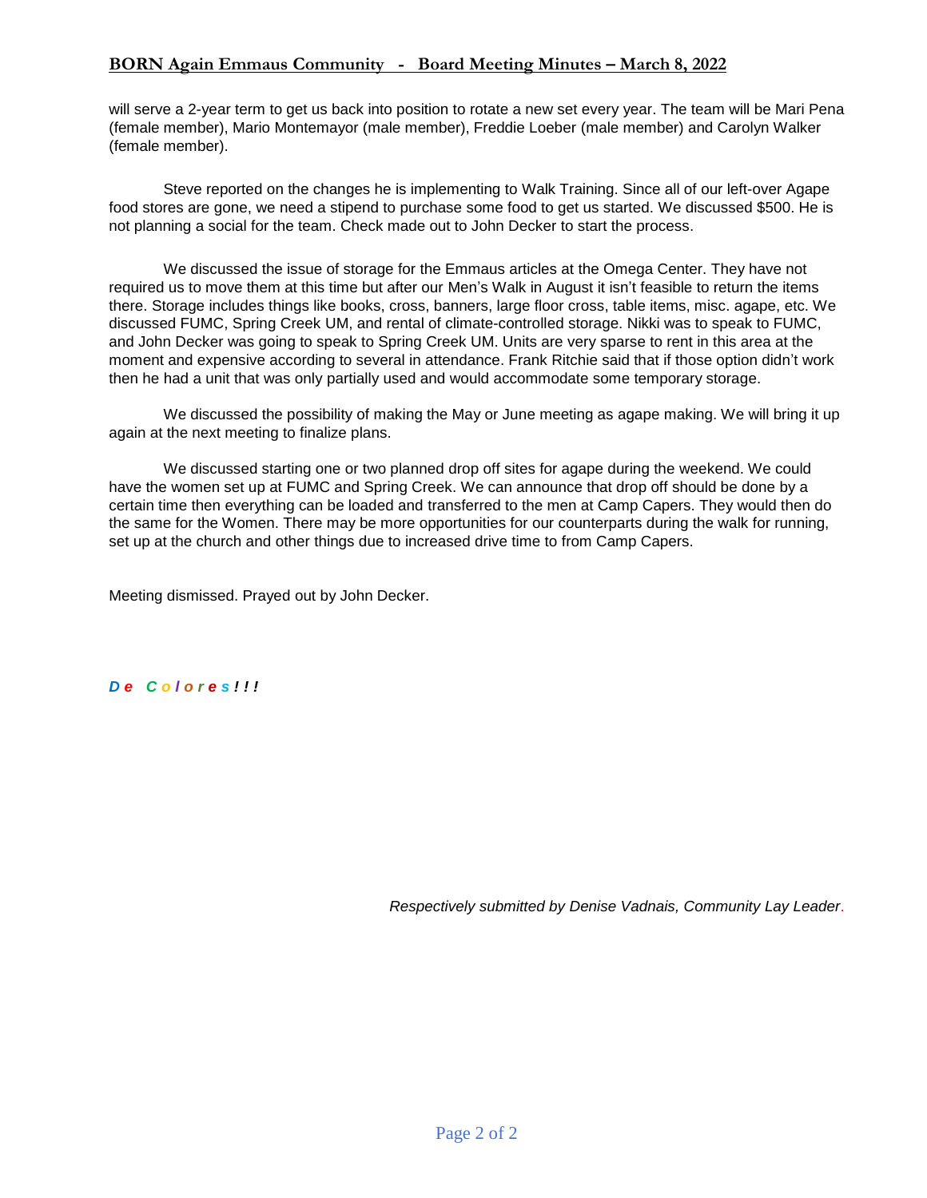will serve a 2-year term to get us back into position to rotate a new set every year. The team will be Mari Pena (female member), Mario Montemayor (male member), Freddie Loeber (male member) and Carolyn Walker (female member).

Steve reported on the changes he is implementing to Walk Training. Since all of our left-over Agape food stores are gone, we need a stipend to purchase some food to get us started. We discussed $500. He is not planning a social for the team. Check made out to John Decker to start the process.

We discussed the issue of storage for the Emmaus articles at the Omega Center. They have not required us to move them at this time but after our Men's Walk in August it isn't feasible to return the items there. Storage includes things like books, cross, banners, large floor cross, table items, misc. agape, etc. We discussed FUMC, Spring Creek UM, and rental of climate-controlled storage. Nikki was to speak to FUMC, and John Decker was going to speak to Spring Creek UM. Units are very sparse to rent in this area at the moment and expensive according to several in attendance. Frank Ritchie said that if those option didn't work then he had a unit that was only partially used and would accommodate some temporary storage.

We discussed the possibility of making the May or June meeting as agape making. We will bring it up again at the next meeting to finalize plans.

We discussed starting one or two planned drop off sites for agape during the weekend. We could have the women set up at FUMC and Spring Creek. We can announce that drop off should be done by a certain time then everything can be loaded and transferred to the men at Camp Capers. They would then do the same for the Women. There may be more opportunities for our counterparts during the walk for running, set up at the church and other things due to increased drive time to from Camp Capers.

Meeting dismissed. Prayed out by John Decker.

***De Colores!!!***

*Respectively submitted by Denise Vadnais, Community Lay Leader.*